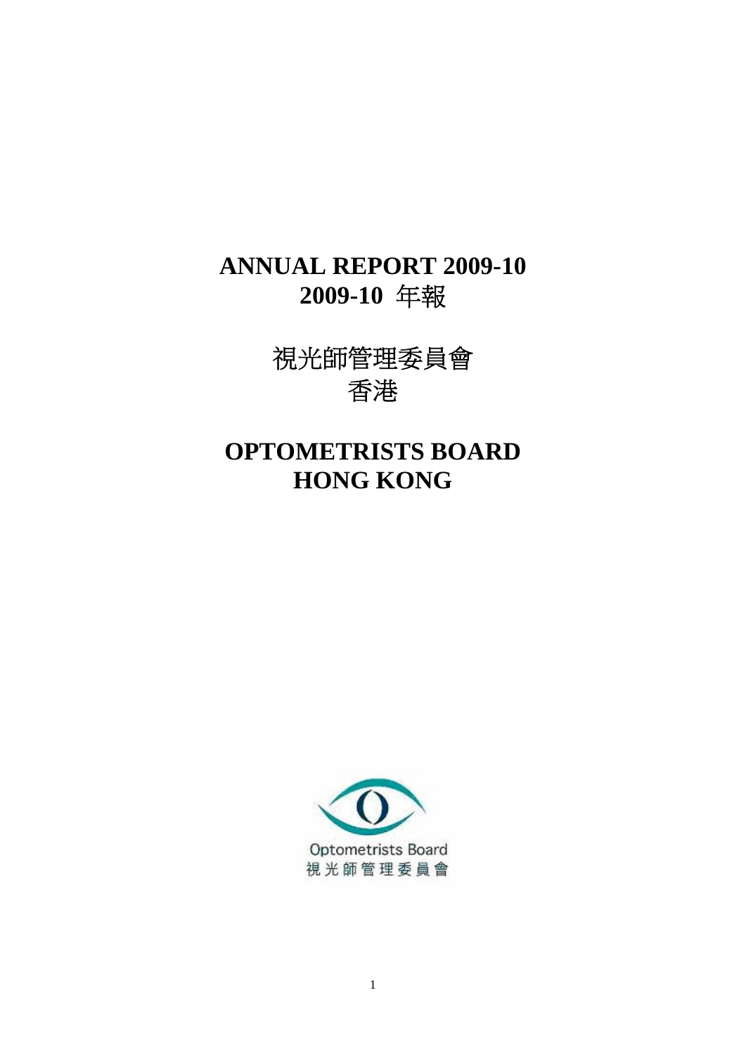# ANNUAL REPORT 2009-10
# 2009-10 年報

# 視光師管理委員會
# 香港

# OPTOMETRISTS BOARD
# HONG KONG

Optometrists Board
視光師管理委員會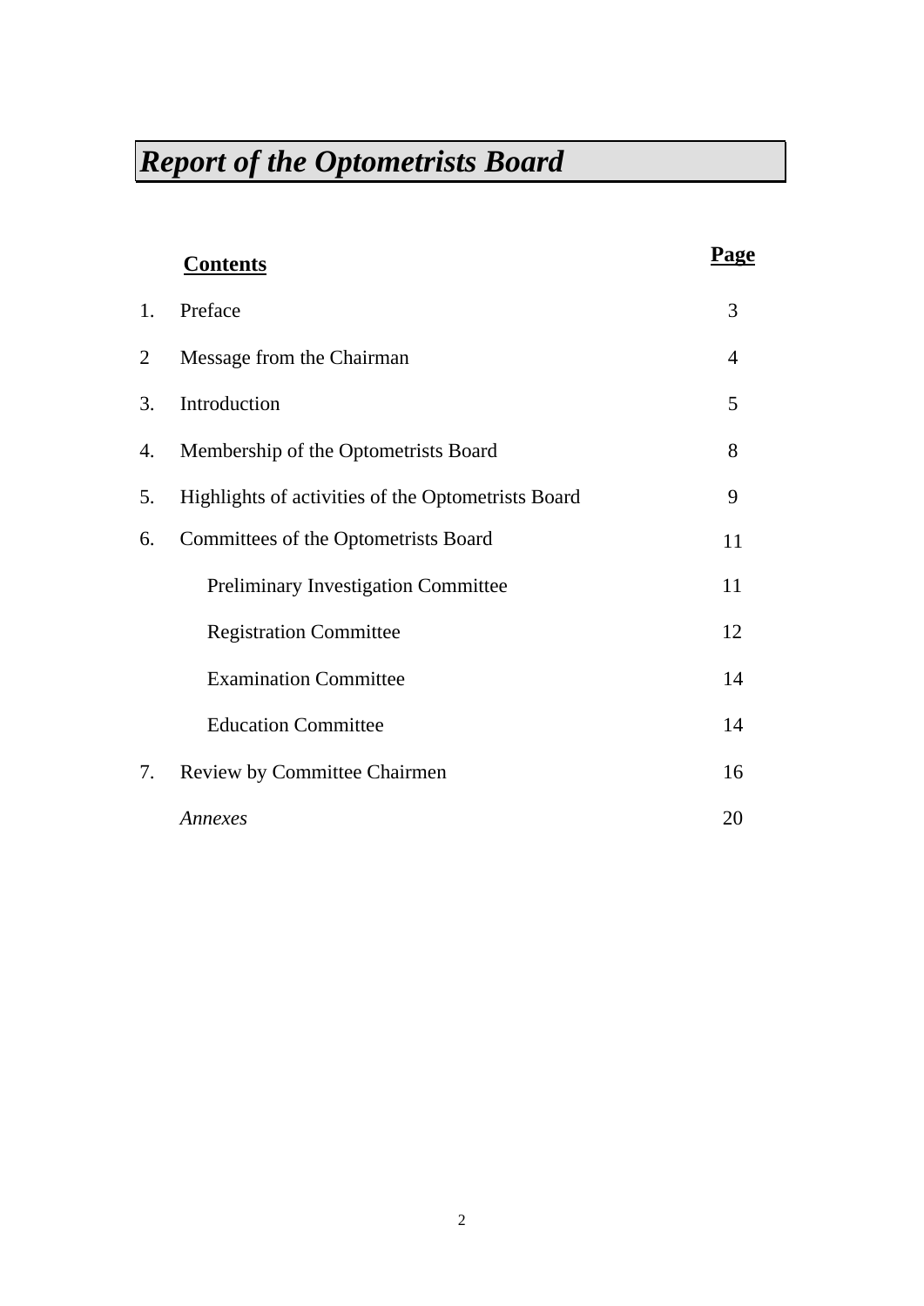# *Report of the Optometrists Board*

| **Contents** | | **Page** |
|---|---|---|
| 1. | Preface | 3 |
| 2 | Message from the Chairman | 4 |
| 3. | Introduction | 5 |
| 4. | Membership of the Optometrists Board | 8 |
| 5. | Highlights of activities of the Optometrists Board | 9 |
| 6. | Committees of the Optometrists Board | 11 |
| | Preliminary Investigation Committee | 11 |
| | Registration Committee | 12 |
| | Examination Committee | 14 |
| | Education Committee | 14 |
| 7. | Review by Committee Chairmen | 16 |
| | *Annexes* | 20 |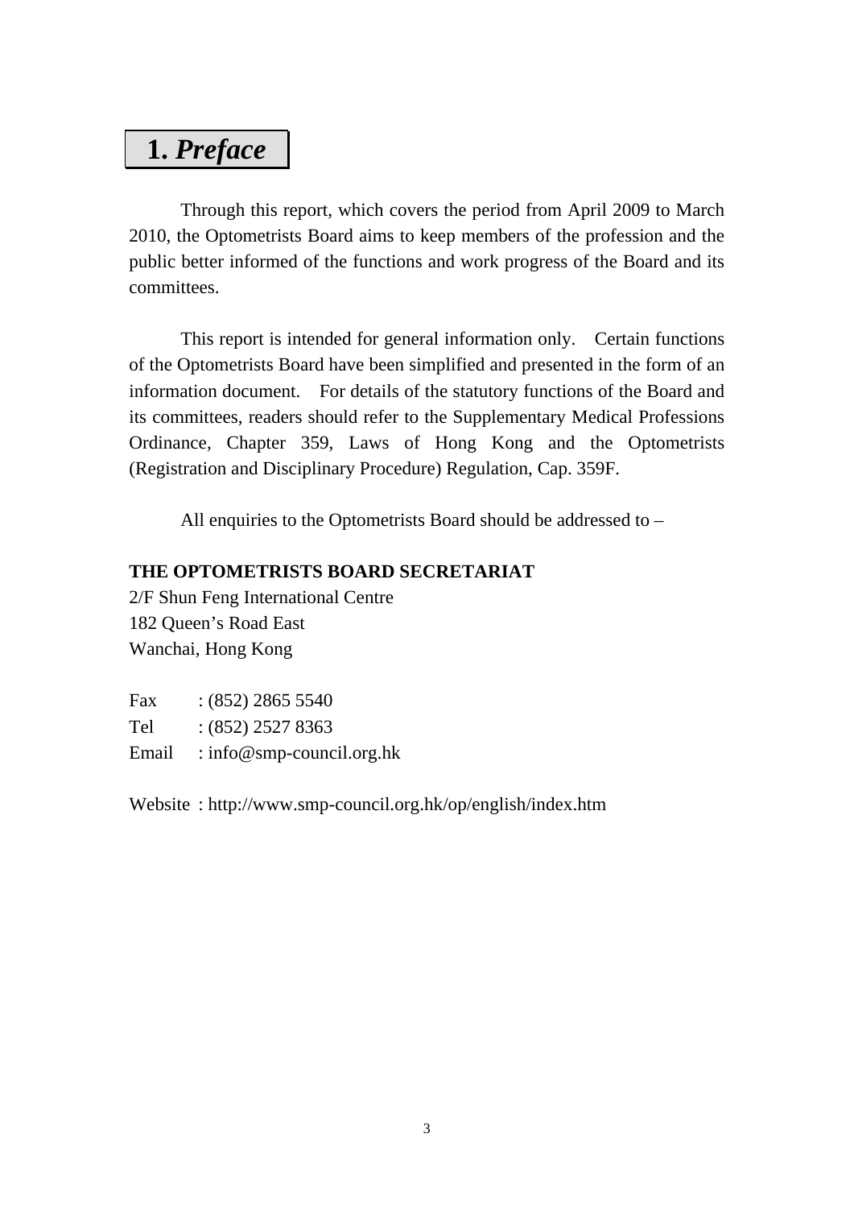# 1. *Preface*

Through this report, which covers the period from April 2009 to March 2010, the Optometrists Board aims to keep members of the profession and the public better informed of the functions and work progress of the Board and its committees.

This report is intended for general information only. Certain functions of the Optometrists Board have been simplified and presented in the form of an information document. For details of the statutory functions of the Board and its committees, readers should refer to the Supplementary Medical Professions Ordinance, Chapter 359, Laws of Hong Kong and the Optometrists (Registration and Disciplinary Procedure) Regulation, Cap. 359F.

All enquiries to the Optometrists Board should be addressed to –

**THE OPTOMETRISTS BOARD SECRETARIAT**
2/F Shun Feng International Centre
182 Queen's Road East
Wanchai, Hong Kong

Fax : (852) 2865 5540
Tel : (852) 2527 8363
Email : info@smp-council.org.hk

Website : http://www.smp-council.org.hk/op/english/index.htm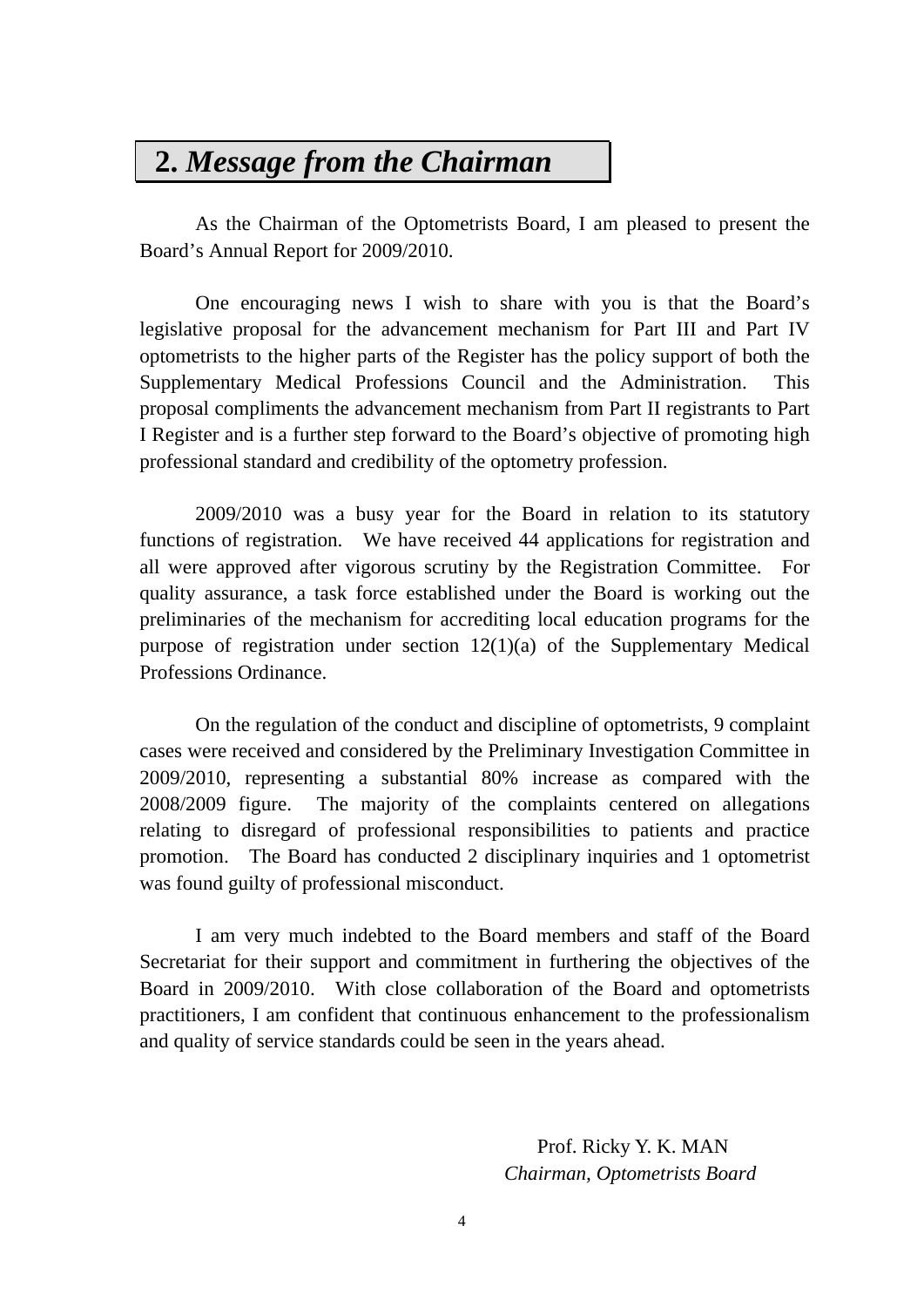## 2. *Message from the Chairman*

As the Chairman of the Optometrists Board, I am pleased to present the Board's Annual Report for 2009/2010.

One encouraging news I wish to share with you is that the Board's legislative proposal for the advancement mechanism for Part III and Part IV optometrists to the higher parts of the Register has the policy support of both the Supplementary Medical Professions Council and the Administration. This proposal compliments the advancement mechanism from Part II registrants to Part I Register and is a further step forward to the Board's objective of promoting high professional standard and credibility of the optometry profession.

2009/2010 was a busy year for the Board in relation to its statutory functions of registration. We have received 44 applications for registration and all were approved after vigorous scrutiny by the Registration Committee. For quality assurance, a task force established under the Board is working out the preliminaries of the mechanism for accrediting local education programs for the purpose of registration under section 12(1)(a) of the Supplementary Medical Professions Ordinance.

On the regulation of the conduct and discipline of optometrists, 9 complaint cases were received and considered by the Preliminary Investigation Committee in 2009/2010, representing a substantial 80% increase as compared with the 2008/2009 figure. The majority of the complaints centered on allegations relating to disregard of professional responsibilities to patients and practice promotion. The Board has conducted 2 disciplinary inquiries and 1 optometrist was found guilty of professional misconduct.

I am very much indebted to the Board members and staff of the Board Secretariat for their support and commitment in furthering the objectives of the Board in 2009/2010. With close collaboration of the Board and optometrists practitioners, I am confident that continuous enhancement to the professionalism and quality of service standards could be seen in the years ahead.

Prof. Ricky Y. K. MAN
*Chairman, Optometrists Board*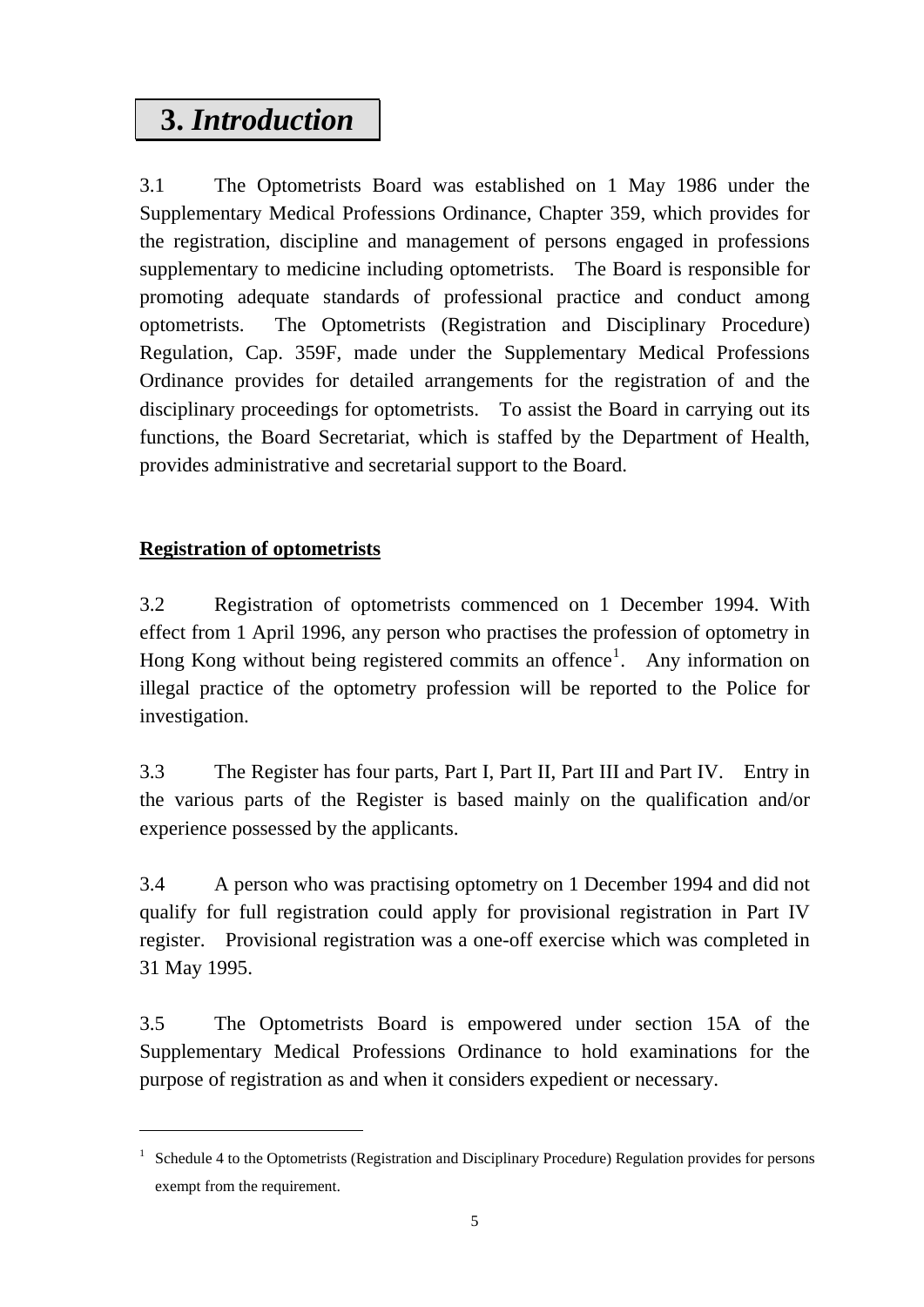# 3. *Introduction*

3.1 The Optometrists Board was established on 1 May 1986 under the Supplementary Medical Professions Ordinance, Chapter 359, which provides for the registration, discipline and management of persons engaged in professions supplementary to medicine including optometrists. The Board is responsible for promoting adequate standards of professional practice and conduct among optometrists. The Optometrists (Registration and Disciplinary Procedure) Regulation, Cap. 359F, made under the Supplementary Medical Professions Ordinance provides for detailed arrangements for the registration of and the disciplinary proceedings for optometrists. To assist the Board in carrying out its functions, the Board Secretariat, which is staffed by the Department of Health, provides administrative and secretarial support to the Board.

**Registration of optometrists**

3.2 Registration of optometrists commenced on 1 December 1994. With effect from 1 April 1996, any person who practises the profession of optometry in Hong Kong without being registered commits an offence[1]. Any information on illegal practice of the optometry profession will be reported to the Police for investigation.

3.3 The Register has four parts, Part I, Part II, Part III and Part IV. Entry in the various parts of the Register is based mainly on the qualification and/or experience possessed by the applicants.

3.4 A person who was practising optometry on 1 December 1994 and did not qualify for full registration could apply for provisional registration in Part IV register. Provisional registration was a one-off exercise which was completed in 31 May 1995.

3.5 The Optometrists Board is empowered under section 15A of the Supplementary Medical Professions Ordinance to hold examinations for the purpose of registration as and when it considers expedient or necessary.

---

[1] Schedule 4 to the Optometrists (Registration and Disciplinary Procedure) Regulation provides for persons exempt from the requirement.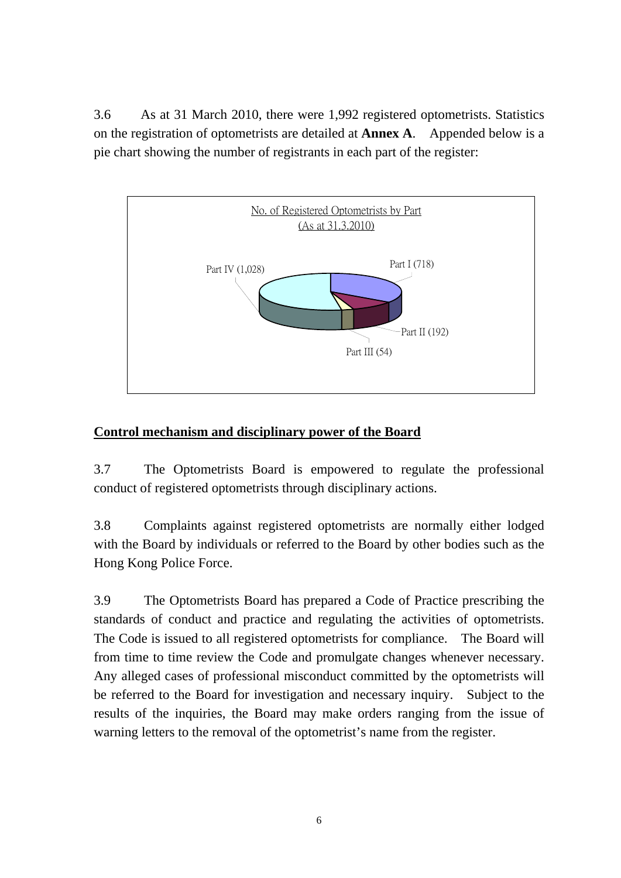3.6 As at 31 March 2010, there were 1,992 registered optometrists. Statistics on the registration of optometrists are detailed at **Annex A**. Appended below is a pie chart showing the number of registrants in each part of the register:

No. of Registered Optometrists by Part
(As at 31.3.2010)

Part I (718)

Part II (192)

Part III (54)

Part IV (1,028)

## Control mechanism and disciplinary power of the Board

3.7 The Optometrists Board is empowered to regulate the professional conduct of registered optometrists through disciplinary actions.

3.8 Complaints against registered optometrists are normally either lodged with the Board by individuals or referred to the Board by other bodies such as the Hong Kong Police Force.

3.9 The Optometrists Board has prepared a Code of Practice prescribing the standards of conduct and practice and regulating the activities of optometrists. The Code is issued to all registered optometrists for compliance. The Board will from time to time review the Code and promulgate changes whenever necessary. Any alleged cases of professional misconduct committed by the optometrists will be referred to the Board for investigation and necessary inquiry. Subject to the results of the inquiries, the Board may make orders ranging from the issue of warning letters to the removal of the optometrist's name from the register.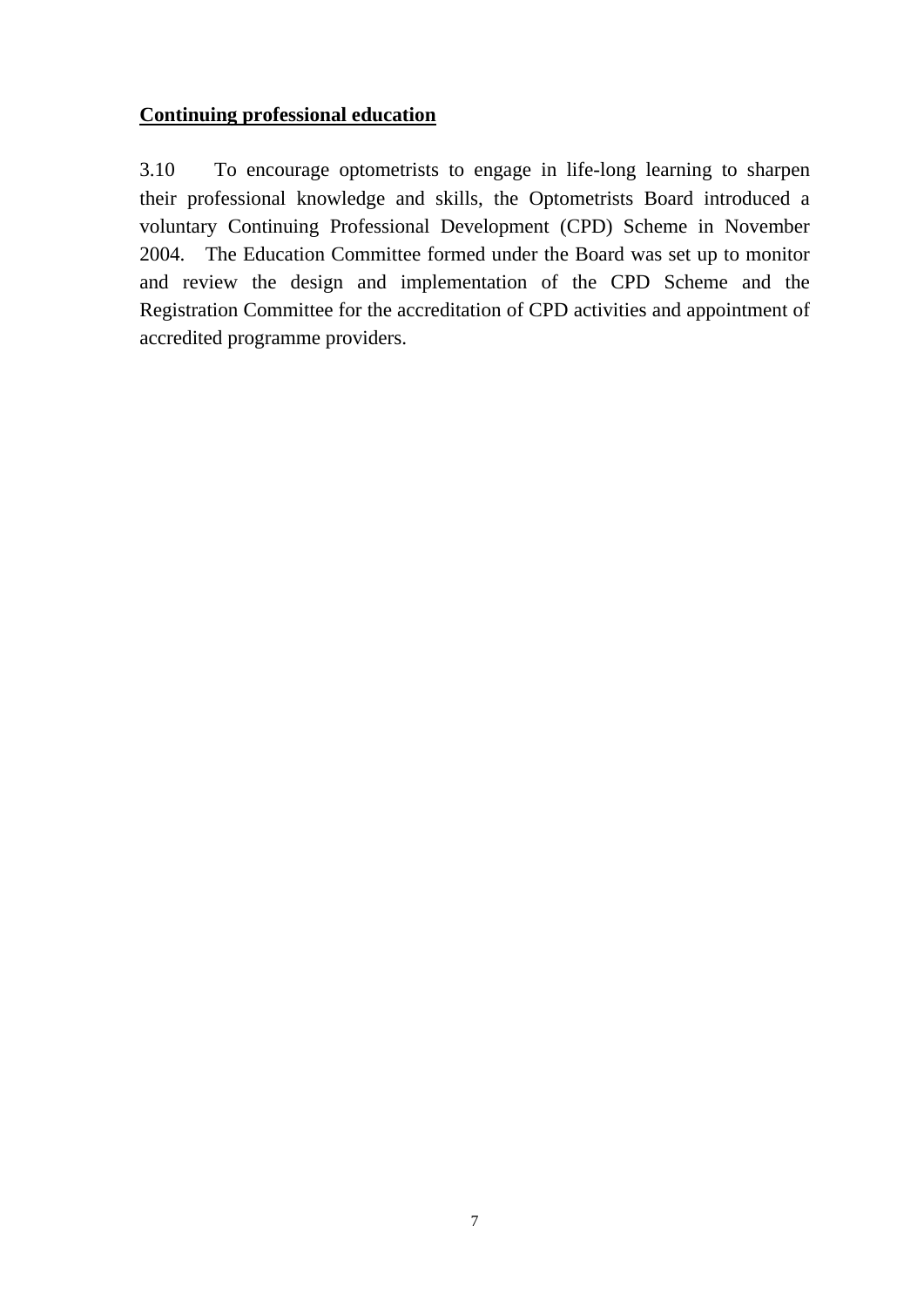**Continuing professional education**

3.10 To encourage optometrists to engage in life-long learning to sharpen their professional knowledge and skills, the Optometrists Board introduced a voluntary Continuing Professional Development (CPD) Scheme in November 2004. The Education Committee formed under the Board was set up to monitor and review the design and implementation of the CPD Scheme and the Registration Committee for the accreditation of CPD activities and appointment of accredited programme providers.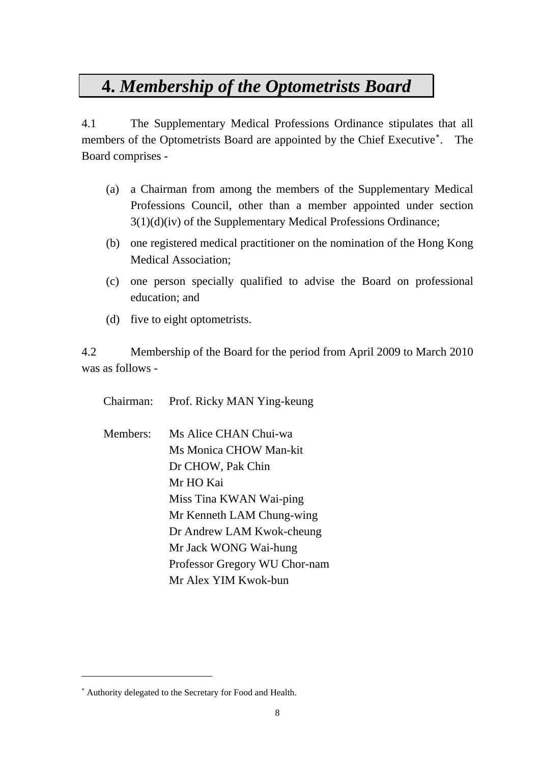# 4. *Membership of the Optometrists Board*

4.1 The Supplementary Medical Professions Ordinance stipulates that all members of the Optometrists Board are appointed by the Chief Executive[*]. The Board comprises -

(a) a Chairman from among the members of the Supplementary Medical Professions Council, other than a member appointed under section 3(1)(d)(iv) of the Supplementary Medical Professions Ordinance;

(b) one registered medical practitioner on the nomination of the Hong Kong Medical Association;

(c) one person specially qualified to advise the Board on professional education; and

(d) five to eight optometrists.

4.2 Membership of the Board for the period from April 2009 to March 2010 was as follows -

Chairman: Prof. Ricky MAN Ying-keung

Members: Ms Alice CHAN Chui-wa
Ms Monica CHOW Man-kit
Dr CHOW, Pak Chin
Mr HO Kai
Miss Tina KWAN Wai-ping
Mr Kenneth LAM Chung-wing
Dr Andrew LAM Kwok-cheung
Mr Jack WONG Wai-hung
Professor Gregory WU Chor-nam
Mr Alex YIM Kwok-bun

[*] Authority delegated to the Secretary for Food and Health.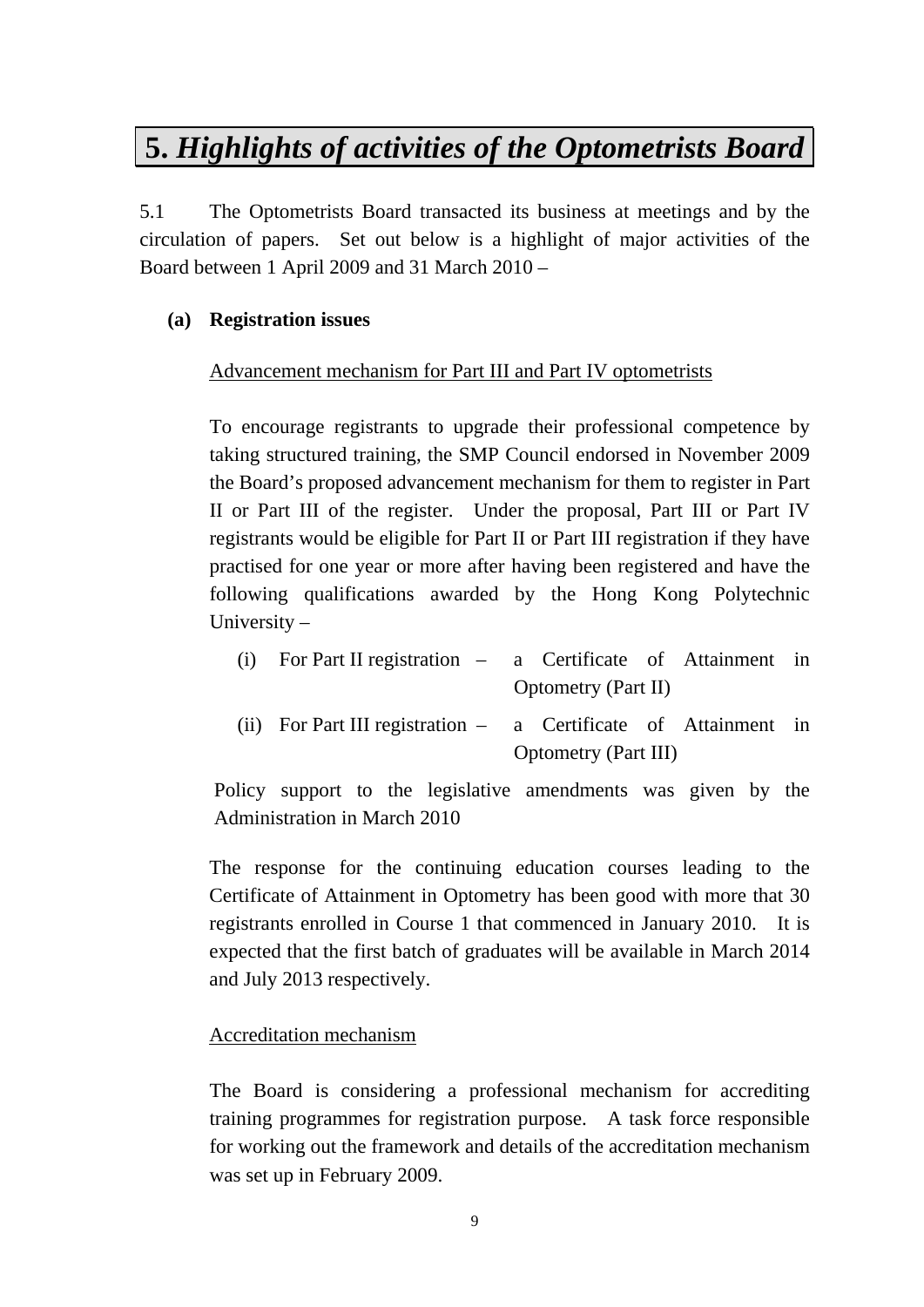# 5. *Highlights of activities of the Optometrists Board*

5.1 The Optometrists Board transacted its business at meetings and by the circulation of papers. Set out below is a highlight of major activities of the Board between 1 April 2009 and 31 March 2010 –

**(a) Registration issues**

<u>Advancement mechanism for Part III and Part IV optometrists</u>

To encourage registrants to upgrade their professional competence by taking structured training, the SMP Council endorsed in November 2009 the Board's proposed advancement mechanism for them to register in Part II or Part III of the register. Under the proposal, Part III or Part IV registrants would be eligible for Part II or Part III registration if they have practised for one year or more after having been registered and have the following qualifications awarded by the Hong Kong Polytechnic University –

(i) For Part II registration – a Certificate of Attainment in Optometry (Part II)

(ii) For Part III registration – a Certificate of Attainment in Optometry (Part III)

Policy support to the legislative amendments was given by the Administration in March 2010

The response for the continuing education courses leading to the Certificate of Attainment in Optometry has been good with more that 30 registrants enrolled in Course 1 that commenced in January 2010. It is expected that the first batch of graduates will be available in March 2014 and July 2013 respectively.

<u>Accreditation mechanism</u>

The Board is considering a professional mechanism for accrediting training programmes for registration purpose. A task force responsible for working out the framework and details of the accreditation mechanism was set up in February 2009.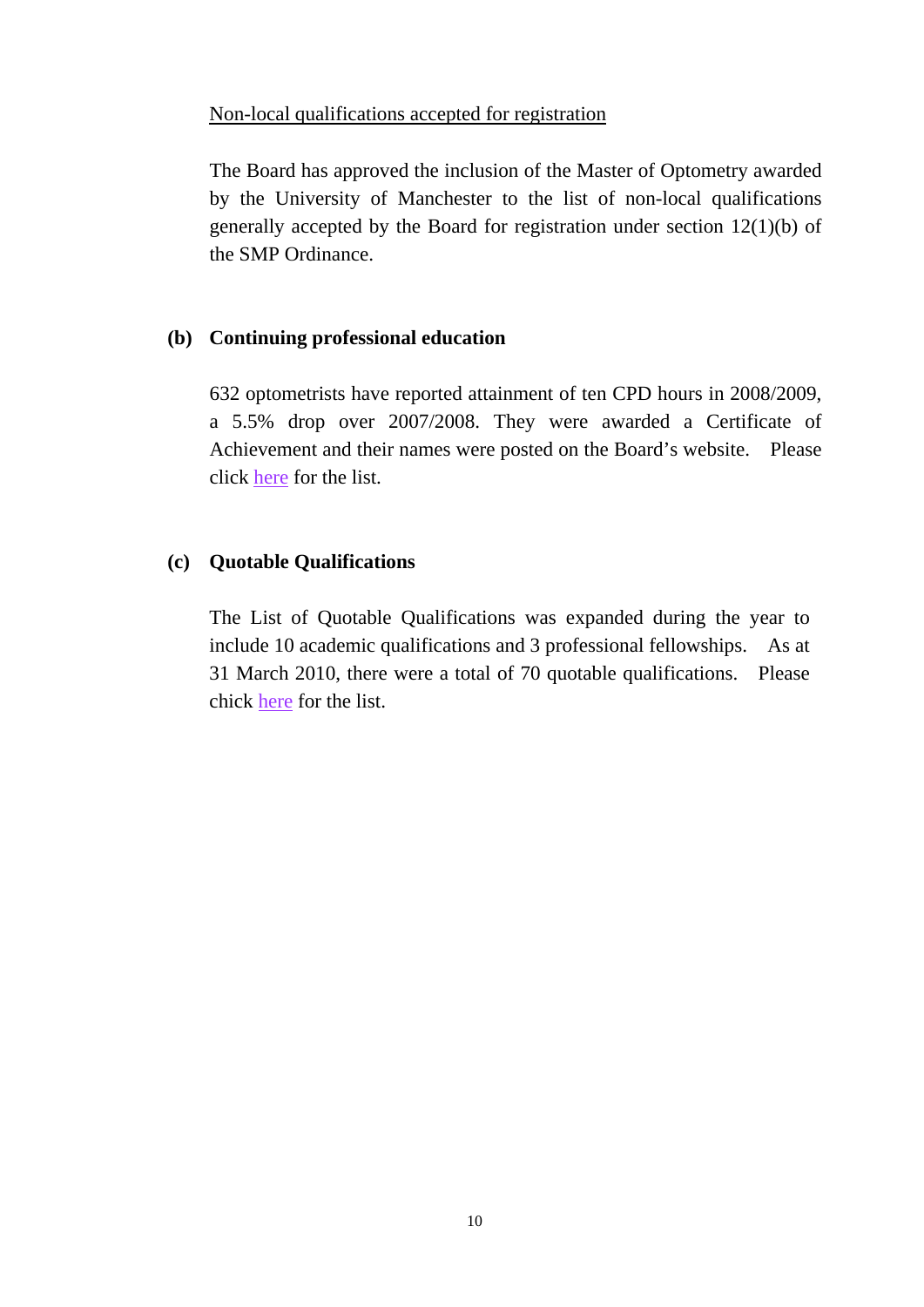Non-local qualifications accepted for registration

The Board has approved the inclusion of the Master of Optometry awarded by the University of Manchester to the list of non-local qualifications generally accepted by the Board for registration under section 12(1)(b) of the SMP Ordinance.

### (b) Continuing professional education

632 optometrists have reported attainment of ten CPD hours in 2008/2009, a 5.5% drop over 2007/2008. They were awarded a Certificate of Achievement and their names were posted on the Board's website. Please click here for the list.

### (c) Quotable Qualifications

The List of Quotable Qualifications was expanded during the year to include 10 academic qualifications and 3 professional fellowships. As at 31 March 2010, there were a total of 70 quotable qualifications. Please chick here for the list.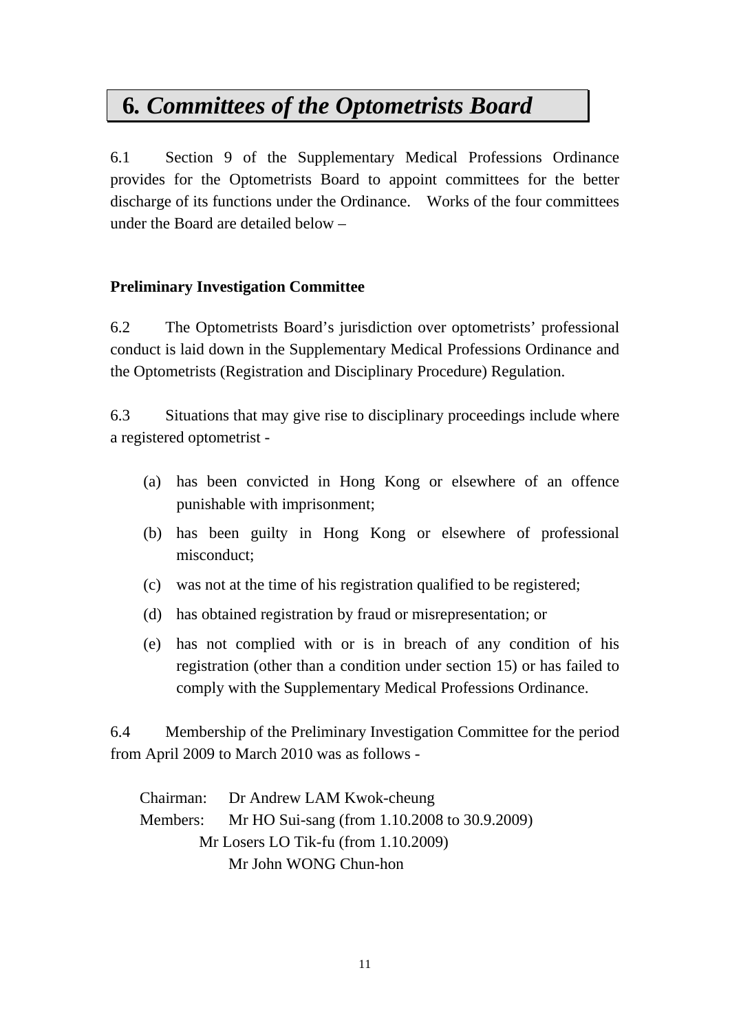# 6. *Committees of the Optometrists Board*

6.1 Section 9 of the Supplementary Medical Professions Ordinance provides for the Optometrists Board to appoint committees for the better discharge of its functions under the Ordinance. Works of the four committees under the Board are detailed below –

**Preliminary Investigation Committee**

6.2 The Optometrists Board's jurisdiction over optometrists' professional conduct is laid down in the Supplementary Medical Professions Ordinance and the Optometrists (Registration and Disciplinary Procedure) Regulation.

6.3 Situations that may give rise to disciplinary proceedings include where a registered optometrist -

(a) has been convicted in Hong Kong or elsewhere of an offence punishable with imprisonment;

(b) has been guilty in Hong Kong or elsewhere of professional misconduct;

(c) was not at the time of his registration qualified to be registered;

(d) has obtained registration by fraud or misrepresentation; or

(e) has not complied with or is in breach of any condition of his registration (other than a condition under section 15) or has failed to comply with the Supplementary Medical Professions Ordinance.

6.4 Membership of the Preliminary Investigation Committee for the period from April 2009 to March 2010 was as follows -

Chairman: Dr Andrew LAM Kwok-cheung

Members: Mr HO Sui-sang (from 1.10.2008 to 30.9.2009)
Mr Losers LO Tik-fu (from 1.10.2009)
Mr John WONG Chun-hon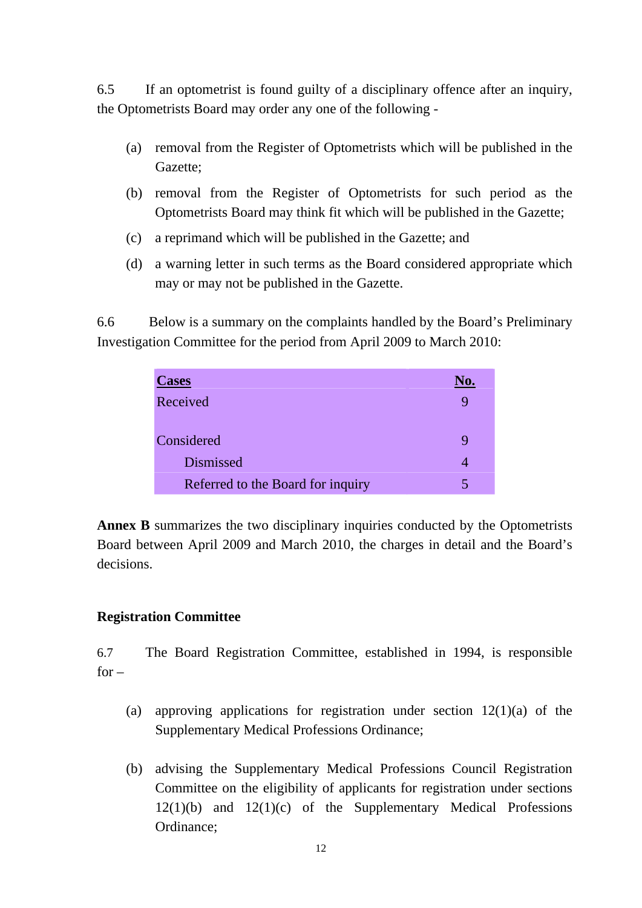6.5 If an optometrist is found guilty of a disciplinary offence after an inquiry, the Optometrists Board may order any one of the following -

(a) removal from the Register of Optometrists which will be published in the Gazette;

(b) removal from the Register of Optometrists for such period as the Optometrists Board may think fit which will be published in the Gazette;

(c) a reprimand which will be published in the Gazette; and

(d) a warning letter in such terms as the Board considered appropriate which may or may not be published in the Gazette.

6.6 Below is a summary on the complaints handled by the Board's Preliminary Investigation Committee for the period from April 2009 to March 2010:

| **Cases** | **No.** |
|---|---|
| Received | 9 |
| Considered | 9 |
| Dismissed | 4 |
| Referred to the Board for inquiry | 5 |

**Annex B** summarizes the two disciplinary inquiries conducted by the Optometrists Board between April 2009 and March 2010, the charges in detail and the Board's decisions.

**Registration Committee**

6.7 The Board Registration Committee, established in 1994, is responsible for –

(a) approving applications for registration under section 12(1)(a) of the Supplementary Medical Professions Ordinance;

(b) advising the Supplementary Medical Professions Council Registration Committee on the eligibility of applicants for registration under sections 12(1)(b) and 12(1)(c) of the Supplementary Medical Professions Ordinance;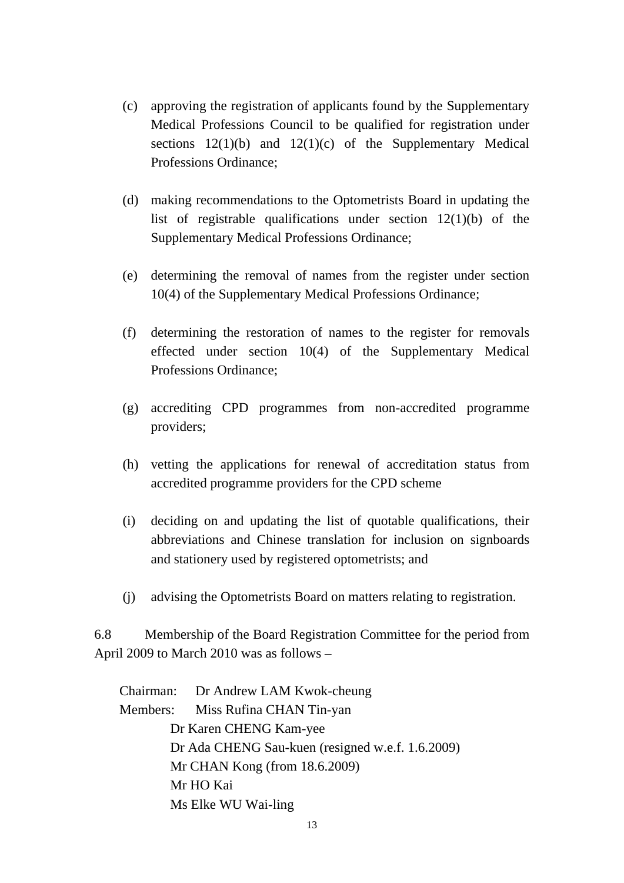(c) approving the registration of applicants found by the Supplementary Medical Professions Council to be qualified for registration under sections 12(1)(b) and 12(1)(c) of the Supplementary Medical Professions Ordinance;

(d) making recommendations to the Optometrists Board in updating the list of registrable qualifications under section 12(1)(b) of the Supplementary Medical Professions Ordinance;

(e) determining the removal of names from the register under section 10(4) of the Supplementary Medical Professions Ordinance;

(f) determining the restoration of names to the register for removals effected under section 10(4) of the Supplementary Medical Professions Ordinance;

(g) accrediting CPD programmes from non-accredited programme providers;

(h) vetting the applications for renewal of accreditation status from accredited programme providers for the CPD scheme

(i) deciding on and updating the list of quotable qualifications, their abbreviations and Chinese translation for inclusion on signboards and stationery used by registered optometrists; and

(j) advising the Optometrists Board on matters relating to registration.

6.8 Membership of the Board Registration Committee for the period from April 2009 to March 2010 was as follows –

Chairman: Dr Andrew LAM Kwok-cheung
Members: Miss Rufina CHAN Tin-yan
Dr Karen CHENG Kam-yee
Dr Ada CHENG Sau-kuen (resigned w.e.f. 1.6.2009)
Mr CHAN Kong (from 18.6.2009)
Mr HO Kai
Ms Elke WU Wai-ling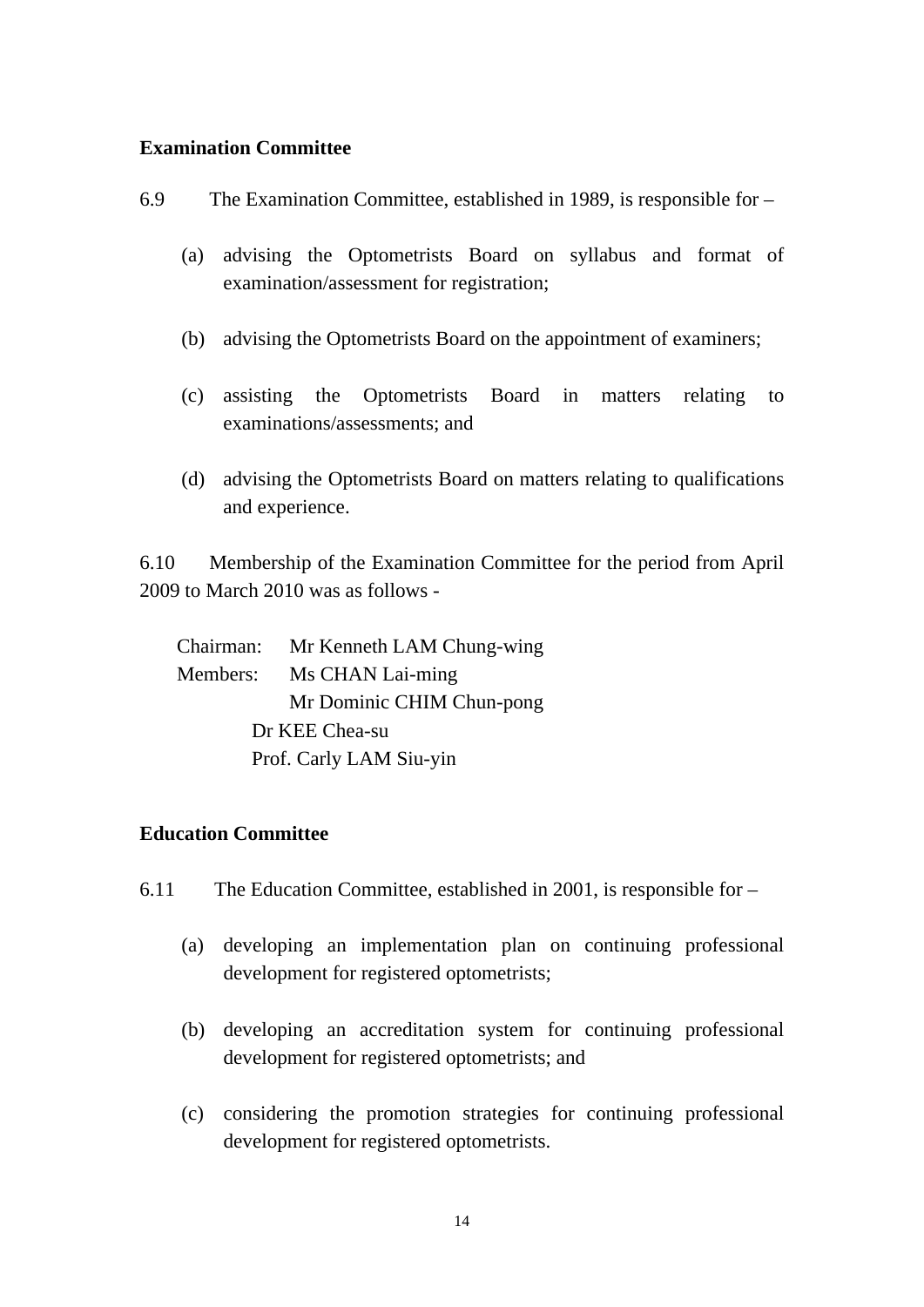**Examination Committee**

6.9 The Examination Committee, established in 1989, is responsible for –

(a) advising the Optometrists Board on syllabus and format of examination/assessment for registration;

(b) advising the Optometrists Board on the appointment of examiners;

(c) assisting the Optometrists Board in matters relating to examinations/assessments; and

(d) advising the Optometrists Board on matters relating to qualifications and experience.

6.10 Membership of the Examination Committee for the period from April 2009 to March 2010 was as follows -

Chairman: Mr Kenneth LAM Chung-wing
Members: Ms CHAN Lai-ming
Mr Dominic CHIM Chun-pong
Dr KEE Chea-su
Prof. Carly LAM Siu-yin

**Education Committee**

6.11 The Education Committee, established in 2001, is responsible for –

(a) developing an implementation plan on continuing professional development for registered optometrists;

(b) developing an accreditation system for continuing professional development for registered optometrists; and

(c) considering the promotion strategies for continuing professional development for registered optometrists.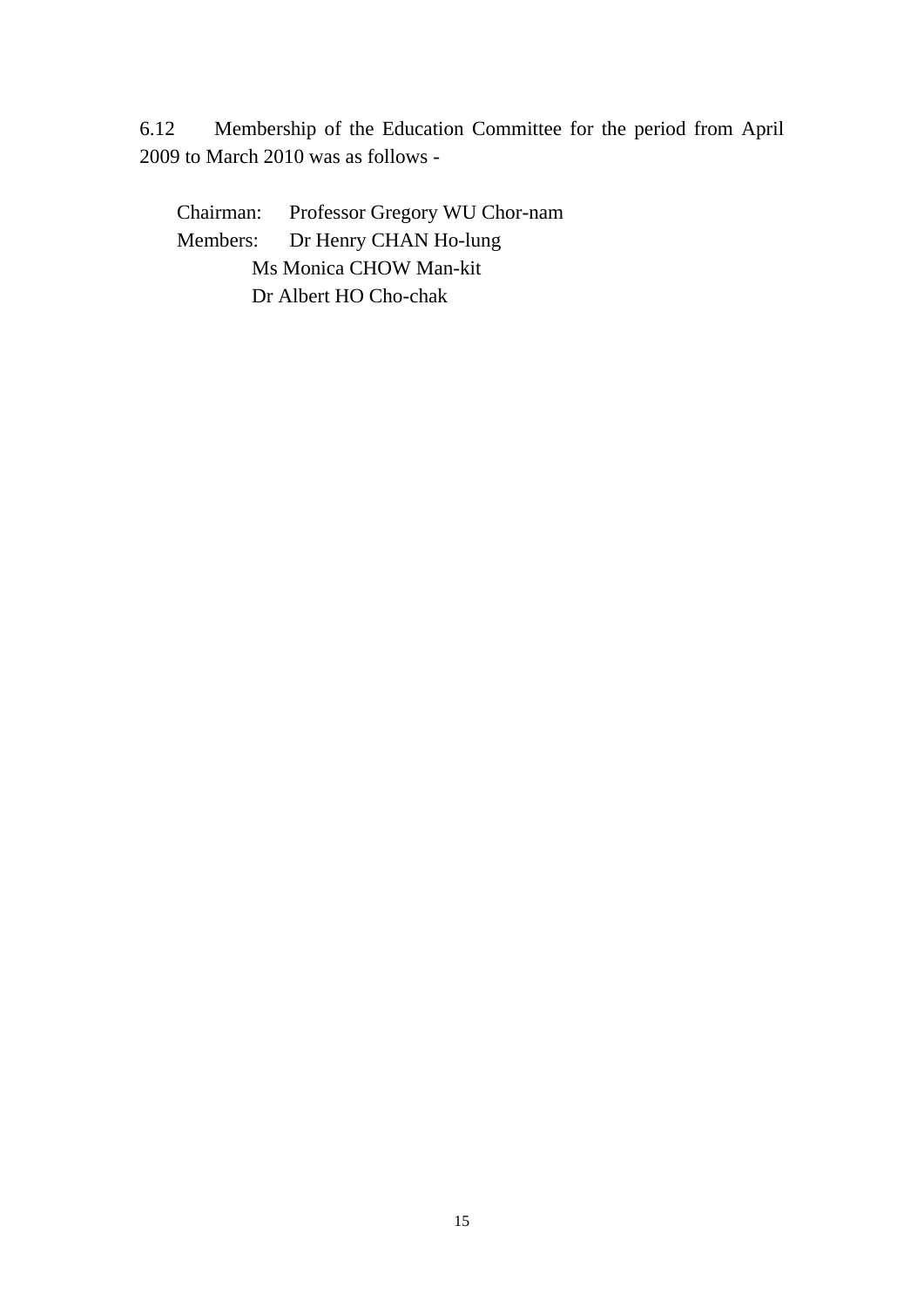6.12 Membership of the Education Committee for the period from April 2009 to March 2010 was as follows -

Chairman: Professor Gregory WU Chor-nam

Members: Dr Henry CHAN Ho-lung
Ms Monica CHOW Man-kit
Dr Albert HO Cho-chak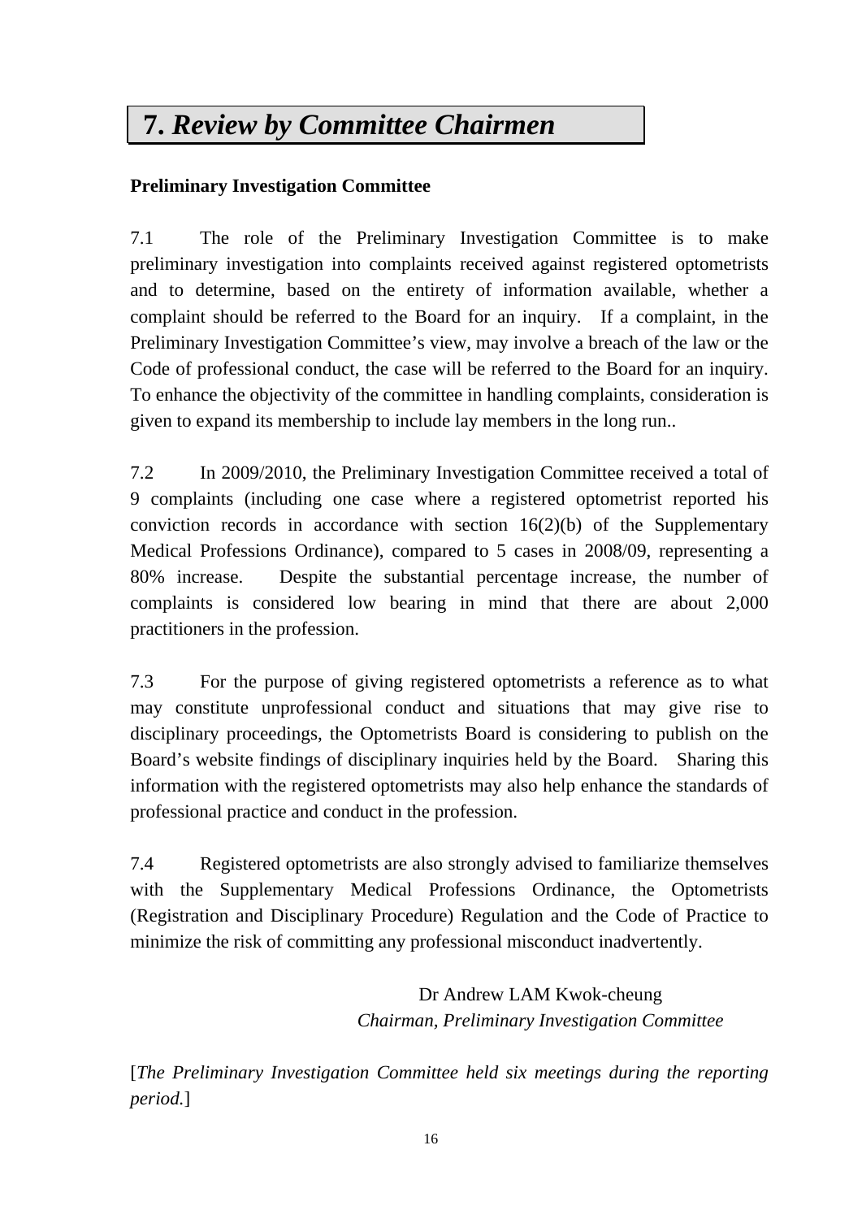# 7. *Review by Committee Chairmen*

**Preliminary Investigation Committee**

7.1 The role of the Preliminary Investigation Committee is to make preliminary investigation into complaints received against registered optometrists and to determine, based on the entirety of information available, whether a complaint should be referred to the Board for an inquiry. If a complaint, in the Preliminary Investigation Committee's view, may involve a breach of the law or the Code of professional conduct, the case will be referred to the Board for an inquiry. To enhance the objectivity of the committee in handling complaints, consideration is given to expand its membership to include lay members in the long run..

7.2 In 2009/2010, the Preliminary Investigation Committee received a total of 9 complaints (including one case where a registered optometrist reported his conviction records in accordance with section 16(2)(b) of the Supplementary Medical Professions Ordinance), compared to 5 cases in 2008/09, representing a 80% increase. Despite the substantial percentage increase, the number of complaints is considered low bearing in mind that there are about 2,000 practitioners in the profession.

7.3 For the purpose of giving registered optometrists a reference as to what may constitute unprofessional conduct and situations that may give rise to disciplinary proceedings, the Optometrists Board is considering to publish on the Board's website findings of disciplinary inquiries held by the Board. Sharing this information with the registered optometrists may also help enhance the standards of professional practice and conduct in the profession.

7.4 Registered optometrists are also strongly advised to familiarize themselves with the Supplementary Medical Professions Ordinance, the Optometrists (Registration and Disciplinary Procedure) Regulation and the Code of Practice to minimize the risk of committing any professional misconduct inadvertently.

Dr Andrew LAM Kwok-cheung
*Chairman, Preliminary Investigation Committee*

[*The Preliminary Investigation Committee held six meetings during the reporting period.*]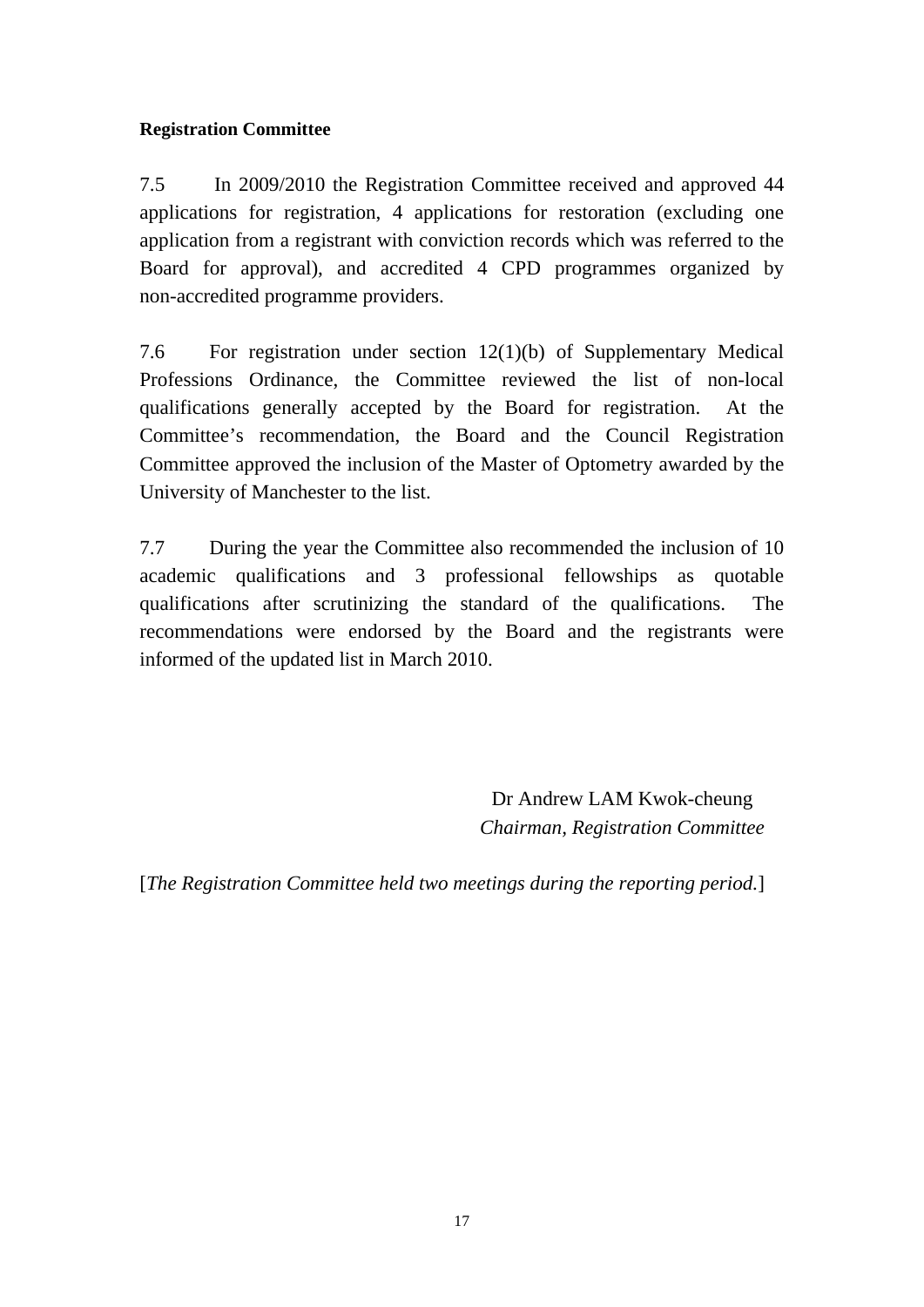**Registration Committee**

7.5 In 2009/2010 the Registration Committee received and approved 44 applications for registration, 4 applications for restoration (excluding one application from a registrant with conviction records which was referred to the Board for approval), and accredited 4 CPD programmes organized by non-accredited programme providers.

7.6 For registration under section 12(1)(b) of Supplementary Medical Professions Ordinance, the Committee reviewed the list of non-local qualifications generally accepted by the Board for registration. At the Committee's recommendation, the Board and the Council Registration Committee approved the inclusion of the Master of Optometry awarded by the University of Manchester to the list.

7.7 During the year the Committee also recommended the inclusion of 10 academic qualifications and 3 professional fellowships as quotable qualifications after scrutinizing the standard of the qualifications. The recommendations were endorsed by the Board and the registrants were informed of the updated list in March 2010.

Dr Andrew LAM Kwok-cheung
*Chairman, Registration Committee*

[*The Registration Committee held two meetings during the reporting period.*]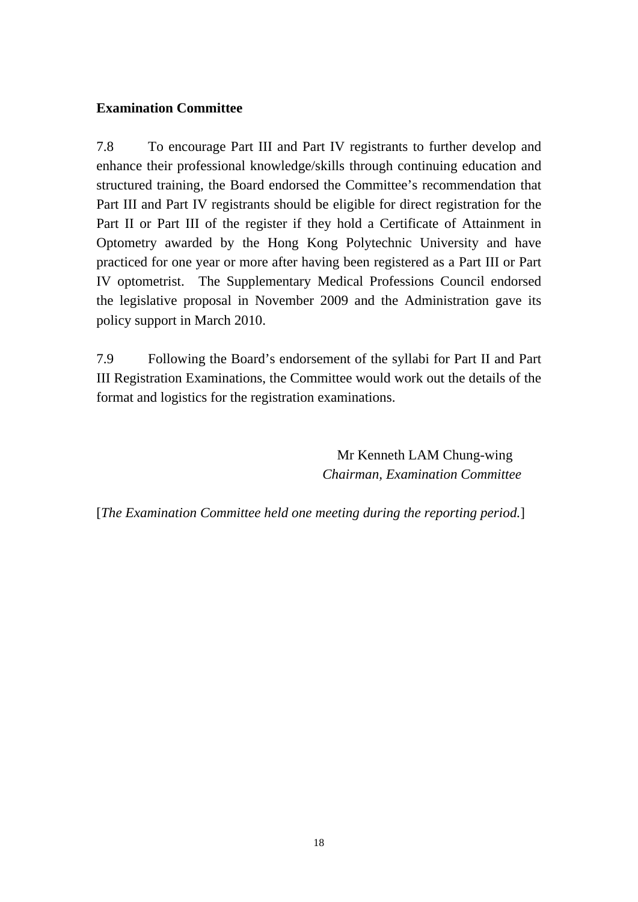**Examination Committee**

7.8 To encourage Part III and Part IV registrants to further develop and enhance their professional knowledge/skills through continuing education and structured training, the Board endorsed the Committee's recommendation that Part III and Part IV registrants should be eligible for direct registration for the Part II or Part III of the register if they hold a Certificate of Attainment in Optometry awarded by the Hong Kong Polytechnic University and have practiced for one year or more after having been registered as a Part III or Part IV optometrist. The Supplementary Medical Professions Council endorsed the legislative proposal in November 2009 and the Administration gave its policy support in March 2010.

7.9 Following the Board's endorsement of the syllabi for Part II and Part III Registration Examinations, the Committee would work out the details of the format and logistics for the registration examinations.

Mr Kenneth LAM Chung-wing
*Chairman, Examination Committee*

[*The Examination Committee held one meeting during the reporting period.*]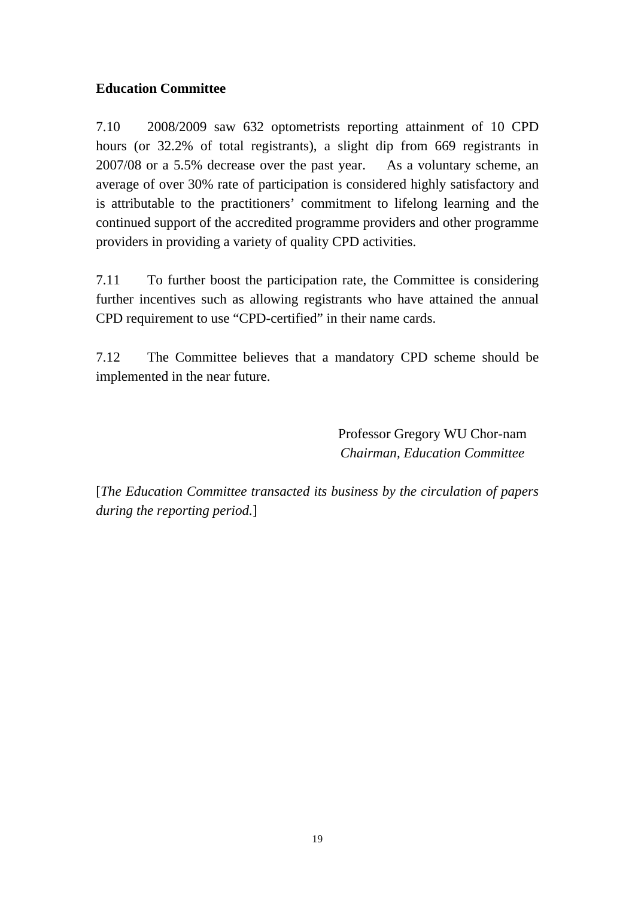**Education Committee**

7.10 2008/2009 saw 632 optometrists reporting attainment of 10 CPD hours (or 32.2% of total registrants), a slight dip from 669 registrants in 2007/08 or a 5.5% decrease over the past year. As a voluntary scheme, an average of over 30% rate of participation is considered highly satisfactory and is attributable to the practitioners' commitment to lifelong learning and the continued support of the accredited programme providers and other programme providers in providing a variety of quality CPD activities.

7.11 To further boost the participation rate, the Committee is considering further incentives such as allowing registrants who have attained the annual CPD requirement to use "CPD-certified" in their name cards.

7.12 The Committee believes that a mandatory CPD scheme should be implemented in the near future.

Professor Gregory WU Chor-nam
*Chairman, Education Committee*

[*The Education Committee transacted its business by the circulation of papers during the reporting period.*]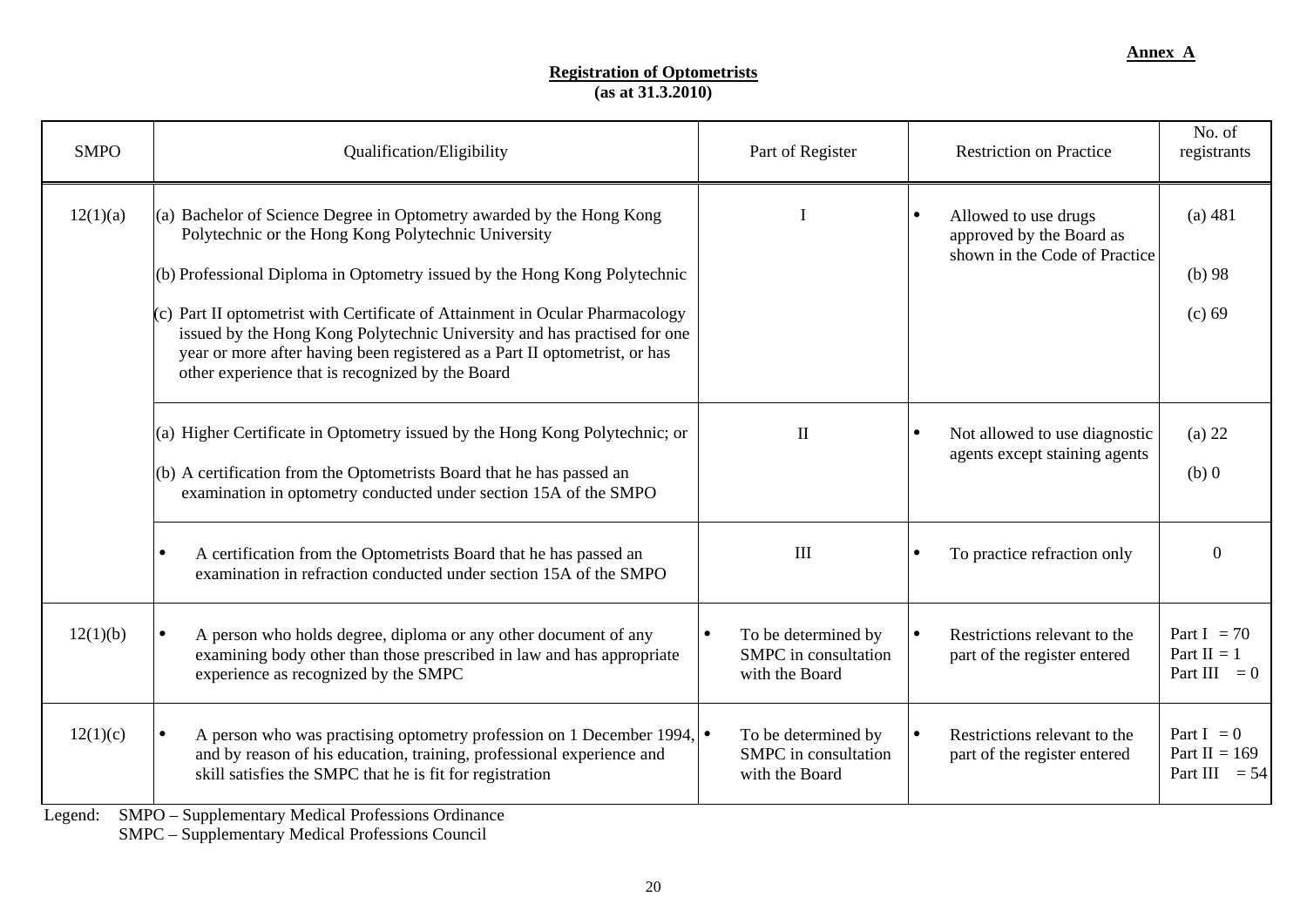**Annex A**

**Registration of Optometrists**
**(as at 31.3.2010)**

| SMPO | Qualification/Eligibility | Part of Register | Restriction on Practice | No. of registrants |
|---|---|---|---|---|
| 12(1)(a) | (a) Bachelor of Science Degree in Optometry awarded by the Hong Kong Polytechnic or the Hong Kong Polytechnic University<br>(b) Professional Diploma in Optometry issued by the Hong Kong Polytechnic<br>(c) Part II optometrist with Certificate of Attainment in Ocular Pharmacology issued by the Hong Kong Polytechnic University and has practised for one year or more after having been registered as a Part II optometrist, or has other experience that is recognized by the Board | I | • Allowed to use drugs approved by the Board as shown in the Code of Practice | (a) 481<br>(b) 98<br>(c) 69 |
| | (a) Higher Certificate in Optometry issued by the Hong Kong Polytechnic; or<br>(b) A certification from the Optometrists Board that he has passed an examination in optometry conducted under section 15A of the SMPO | II | • Not allowed to use diagnostic agents except staining agents | (a) 22<br>(b) 0 |
| | • A certification from the Optometrists Board that he has passed an examination in refraction conducted under section 15A of the SMPO | III | • To practice refraction only | 0 |
| 12(1)(b) | • A person who holds degree, diploma or any other document of any examining body other than those prescribed in law and has appropriate experience as recognized by the SMPC | • To be determined by SMPC in consultation with the Board | • Restrictions relevant to the part of the register entered | Part I = 70<br>Part II = 1<br>Part III = 0 |
| 12(1)(c) | • A person who was practising optometry profession on 1 December 1994, and by reason of his education, training, professional experience and skill satisfies the SMPC that he is fit for registration | • To be determined by SMPC in consultation with the Board | • Restrictions relevant to the part of the register entered | Part I = 0<br>Part II = 169<br>Part III = 54 |

Legend: SMPO – Supplementary Medical Professions Ordinance
SMPC – Supplementary Medical Professions Council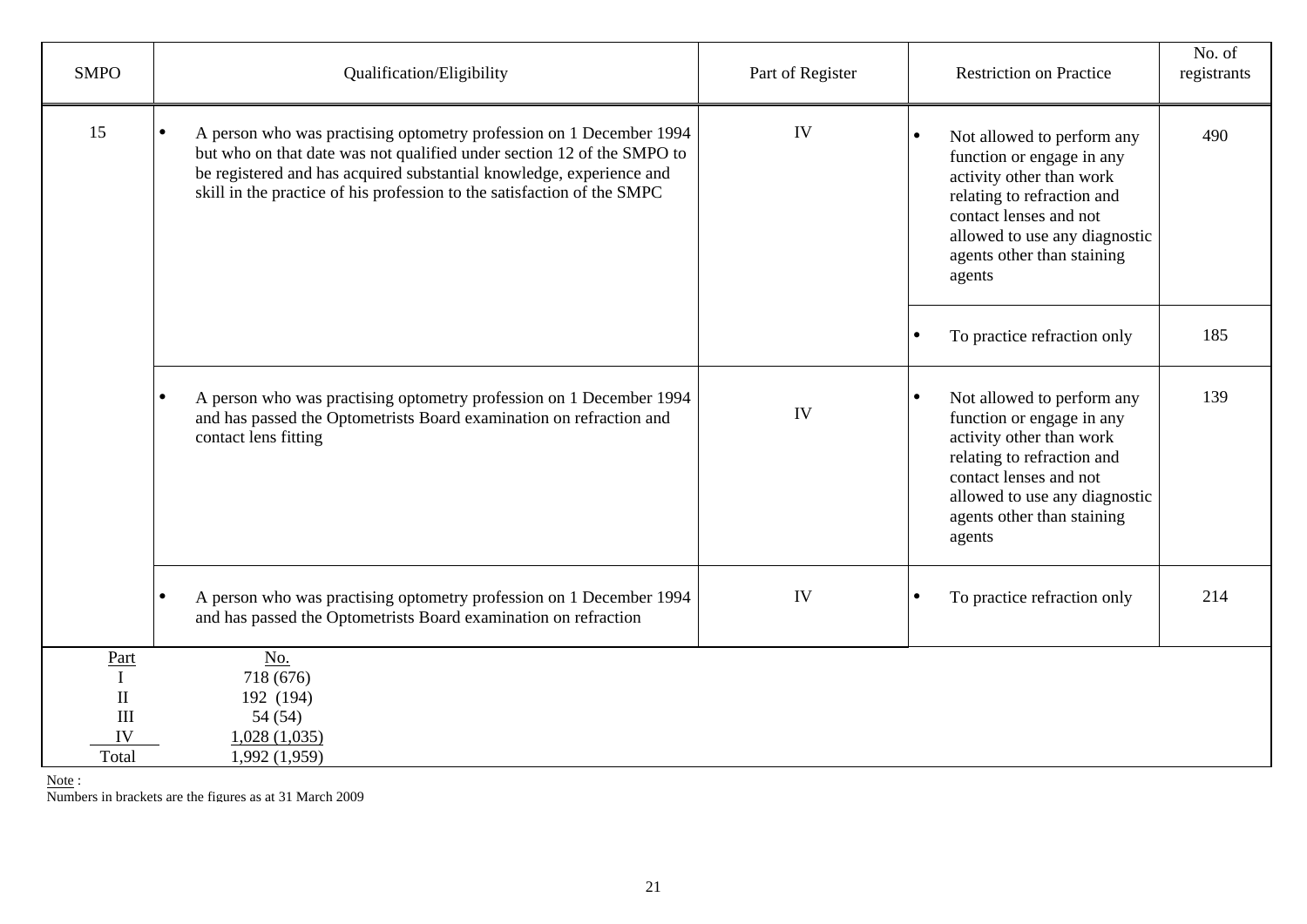| SMPO | Qualification/Eligibility | Part of Register | Restriction on Practice | No. of registrants |
|---|---|---|---|---|
| 15 | • A person who was practising optometry profession on 1 December 1994 but who on that date was not qualified under section 12 of the SMPO to be registered and has acquired substantial knowledge, experience and skill in the practice of his profession to the satisfaction of the SMPC | IV | • Not allowed to perform any function or engage in any activity other than work relating to refraction and contact lenses and not allowed to use any diagnostic agents other than staining agents | 490 |
| | | | • To practice refraction only | 185 |
| | • A person who was practising optometry profession on 1 December 1994 and has passed the Optometrists Board examination on refraction and contact lens fitting | IV | • Not allowed to perform any function or engage in any activity other than work relating to refraction and contact lenses and not allowed to use any diagnostic agents other than staining agents | 139 |
| | • A person who was practising optometry profession on 1 December 1994 and has passed the Optometrists Board examination on refraction | IV | • To practice refraction only | 214 |

| Part | No. |
|---|---|
| I | 718 (676) |
| II | 192 (194) |
| III | 54 (54) |
| IV | 1,028 (1,035) |
| Total | 1,992 (1,959) |

Note :
Numbers in brackets are the figures as at 31 March 2009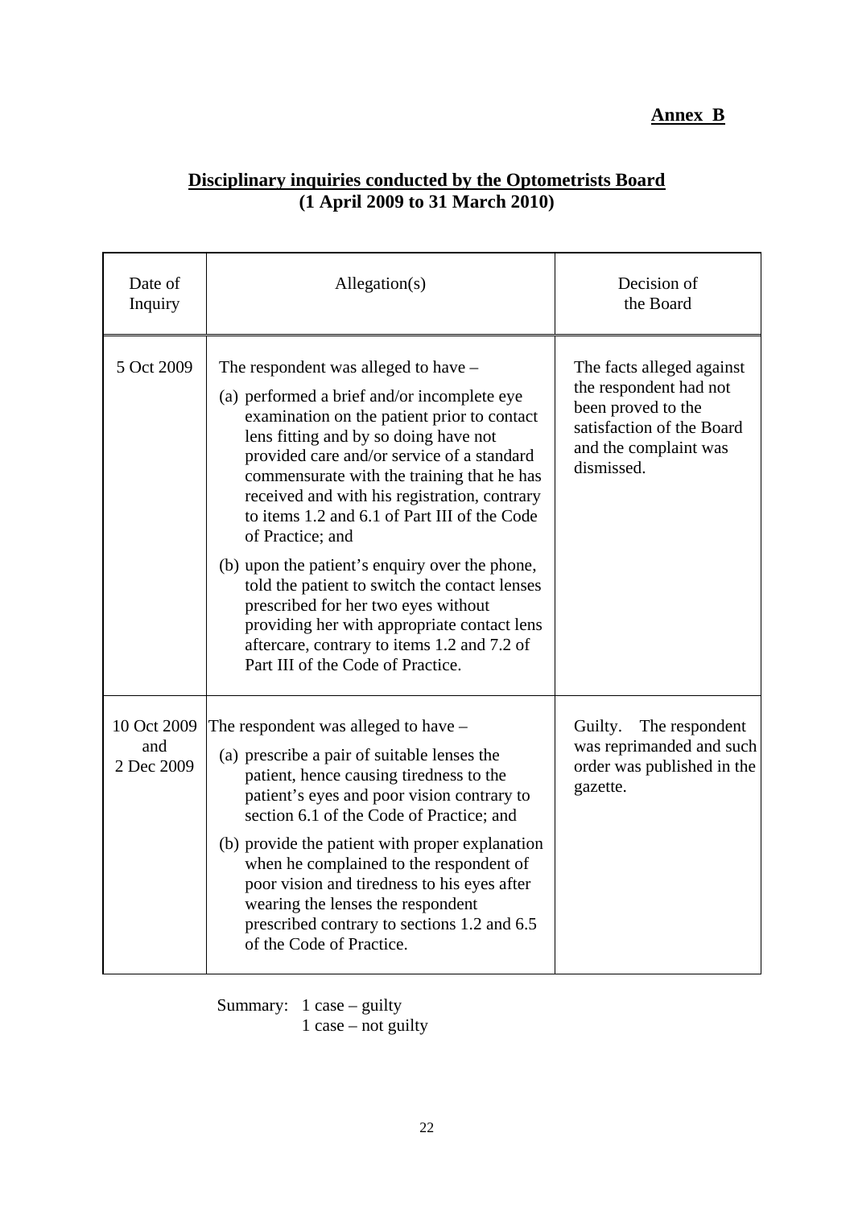**Annex B**

## Disciplinary inquiries conducted by the Optometrists Board (1 April 2009 to 31 March 2010)

| Date of Inquiry | Allegation(s) | Decision of the Board |
|---|---|---|
| 5 Oct 2009 | The respondent was alleged to have –<br>(a) performed a brief and/or incomplete eye examination on the patient prior to contact lens fitting and by so doing have not provided care and/or service of a standard commensurate with the training that he has received and with his registration, contrary to items 1.2 and 6.1 of Part III of the Code of Practice; and<br>(b) upon the patient's enquiry over the phone, told the patient to switch the contact lenses prescribed for her two eyes without providing her with appropriate contact lens aftercare, contrary to items 1.2 and 7.2 of Part III of the Code of Practice. | The facts alleged against the respondent had not been proved to the satisfaction of the Board and the complaint was dismissed. |
| 10 Oct 2009 and 2 Dec 2009 | The respondent was alleged to have –<br>(a) prescribe a pair of suitable lenses the patient, hence causing tiredness to the patient's eyes and poor vision contrary to section 6.1 of the Code of Practice; and<br>(b) provide the patient with proper explanation when he complained to the respondent of poor vision and tiredness to his eyes after wearing the lenses the respondent prescribed contrary to sections 1.2 and 6.5 of the Code of Practice. | Guilty. The respondent was reprimanded and such order was published in the gazette. |

Summary: 1 case – guilty
1 case – not guilty